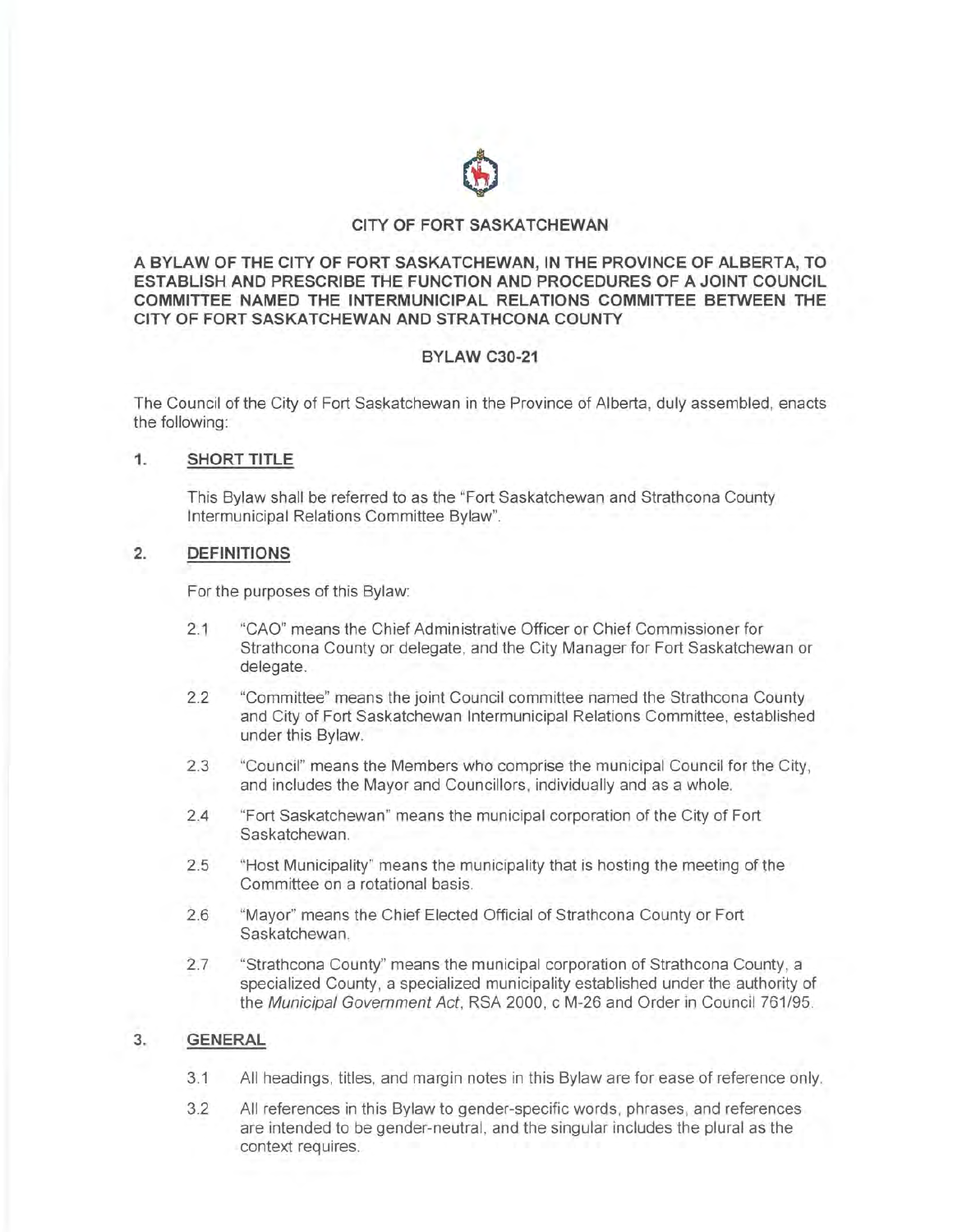**CITY OF FORT SASKATCHEWAN**

**A BYLAW OF THE CITY OF FORT SASKATCHEWAN, IN THE PROVINCE OF ALBERTA, TO ESTABLISH AND PRESCRIBE THE FUNCTION AND PROCEDURES OF A JOINT COUNCIL COMMITTEE NAMED THE INTERMUNICIPAL RELATIONS COMMITTEE BETWEEN THE CITY OF FORT SASKATCHEWAN AND STRATHCONA COUNTY**

**BYLAW C30-21**

The Council of the City of Fort Saskatchewan in the Province of Alberta, duly assembled, enacts the following:

## 1. SHORT TITLE

This Bylaw shall be referred to as the "Fort Saskatchewan and Strathcona County Intermunicipal Relations Committee Bylaw".

## 2. DEFINITIONS

For the purposes of this Bylaw:

2.1 "CAO" means the Chief Administrative Officer or Chief Commissioner for Strathcona County or delegate, and the City Manager for Fort Saskatchewan or delegate.

2.2 "Committee" means the joint Council committee named the Strathcona County and City of Fort Saskatchewan Intermunicipal Relations Committee, established under this Bylaw.

2.3 "Council" means the Members who comprise the municipal Council for the City, and includes the Mayor and Councillors, individually and as a whole.

2.4 "Fort Saskatchewan" means the municipal corporation of the City of Fort Saskatchewan.

2.5 "Host Municipality" means the municipality that is hosting the meeting of the Committee on a rotational basis.

2.6 "Mayor" means the Chief Elected Official of Strathcona County or Fort Saskatchewan.

2.7 "Strathcona County" means the municipal corporation of Strathcona County, a specialized County, a specialized municipality established under the authority of the *Municipal Government Act*, RSA 2000, c M-26 and Order in Council 761/95.

## 3. GENERAL

3.1 All headings, titles, and margin notes in this Bylaw are for ease of reference only.

3.2 All references in this Bylaw to gender-specific words, phrases, and references are intended to be gender-neutral, and the singular includes the plural as the context requires.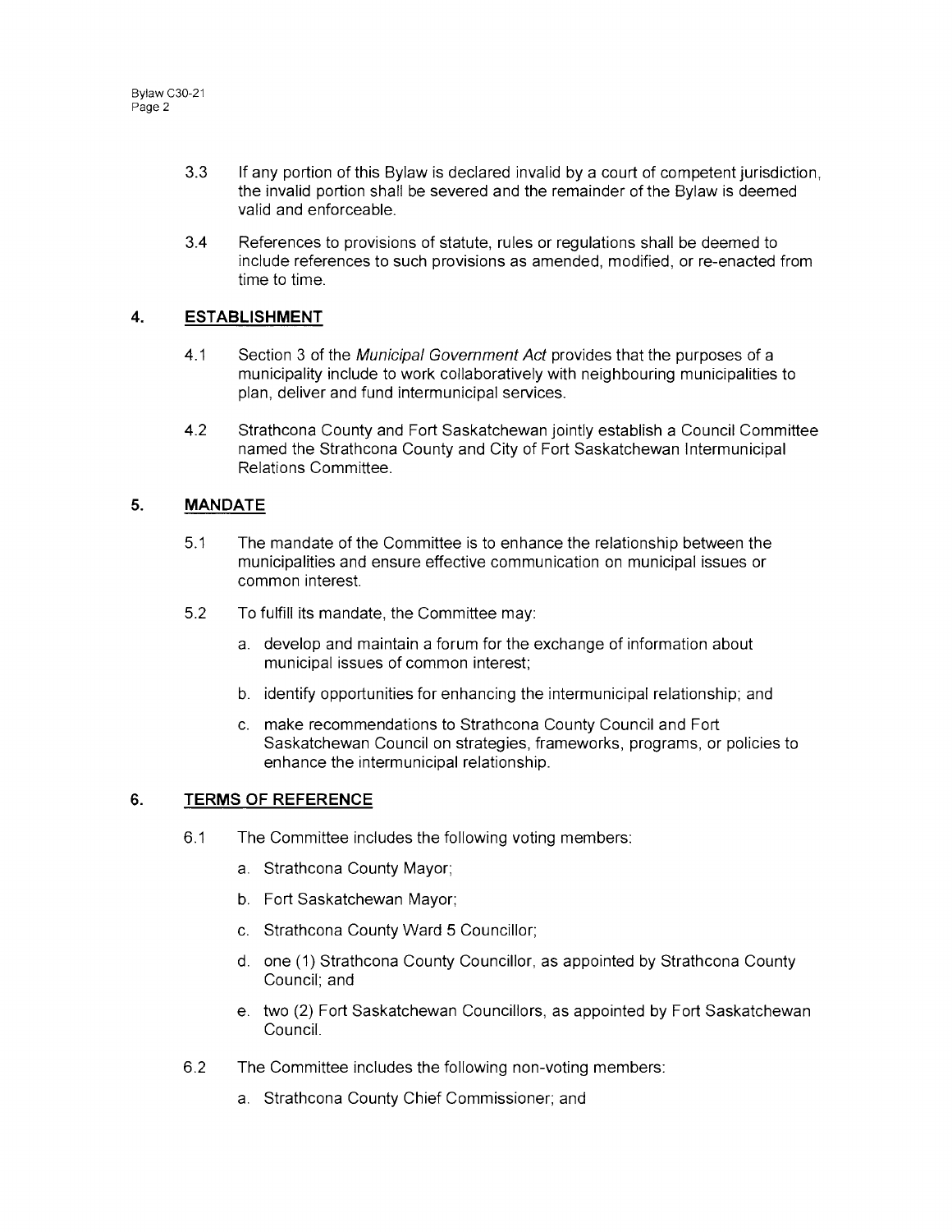3.3 If any portion of this Bylaw is declared invalid by a court of competent jurisdiction, the invalid portion shall be severed and the remainder of the Bylaw is deemed valid and enforceable.

3.4 References to provisions of statute, rules or regulations shall be deemed to include references to such provisions as amended, modified, or re-enacted from time to time.

## 4. ESTABLISHMENT

4.1 Section 3 of the *Municipal Government Act* provides that the purposes of a municipality include to work collaboratively with neighbouring municipalities to plan, deliver and fund intermunicipal services.

4.2 Strathcona County and Fort Saskatchewan jointly establish a Council Committee named the Strathcona County and City of Fort Saskatchewan Intermunicipal Relations Committee.

## 5. MANDATE

5.1 The mandate of the Committee is to enhance the relationship between the municipalities and ensure effective communication on municipal issues or common interest.

5.2 To fulfill its mandate, the Committee may:

a. develop and maintain a forum for the exchange of information about municipal issues of common interest;

b. identify opportunities for enhancing the intermunicipal relationship; and

c. make recommendations to Strathcona County Council and Fort Saskatchewan Council on strategies, frameworks, programs, or policies to enhance the intermunicipal relationship.

## 6. TERMS OF REFERENCE

6.1 The Committee includes the following voting members:

a. Strathcona County Mayor;

b. Fort Saskatchewan Mayor;

c. Strathcona County Ward 5 Councillor;

d. one (1) Strathcona County Councillor, as appointed by Strathcona County Council; and

e. two (2) Fort Saskatchewan Councillors, as appointed by Fort Saskatchewan Council.

6.2 The Committee includes the following non-voting members:

a. Strathcona County Chief Commissioner; and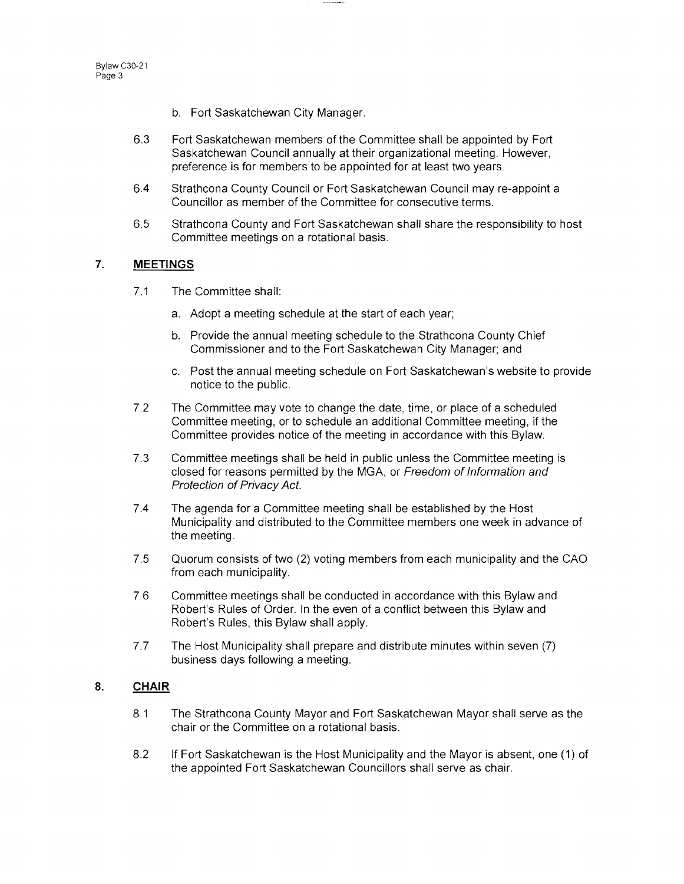b. Fort Saskatchewan City Manager.

6.3 Fort Saskatchewan members of the Committee shall be appointed by Fort Saskatchewan Council annually at their organizational meeting. However, preference is for members to be appointed for at least two years.

6.4 Strathcona County Council or Fort Saskatchewan Council may re-appoint a Councillor as member of the Committee for consecutive terms.

6.5 Strathcona County and Fort Saskatchewan shall share the responsibility to host Committee meetings on a rotational basis.

## 7. MEETINGS

7.1 The Committee shall:

a. Adopt a meeting schedule at the start of each year;

b. Provide the annual meeting schedule to the Strathcona County Chief Commissioner and to the Fort Saskatchewan City Manager; and

c. Post the annual meeting schedule on Fort Saskatchewan's website to provide notice to the public.

7.2 The Committee may vote to change the date, time, or place of a scheduled Committee meeting, or to schedule an additional Committee meeting, if the Committee provides notice of the meeting in accordance with this Bylaw.

7.3 Committee meetings shall be held in public unless the Committee meeting is closed for reasons permitted by the MGA, or *Freedom of Information and Protection of Privacy Act*.

7.4 The agenda for a Committee meeting shall be established by the Host Municipality and distributed to the Committee members one week in advance of the meeting.

7.5 Quorum consists of two (2) voting members from each municipality and the CAO from each municipality.

7.6 Committee meetings shall be conducted in accordance with this Bylaw and Robert's Rules of Order. In the even of a conflict between this Bylaw and Robert's Rules, this Bylaw shall apply.

7.7 The Host Municipality shall prepare and distribute minutes within seven (7) business days following a meeting.

## 8. CHAIR

8.1 The Strathcona County Mayor and Fort Saskatchewan Mayor shall serve as the chair or the Committee on a rotational basis.

8.2 If Fort Saskatchewan is the Host Municipality and the Mayor is absent, one (1) of the appointed Fort Saskatchewan Councillors shall serve as chair.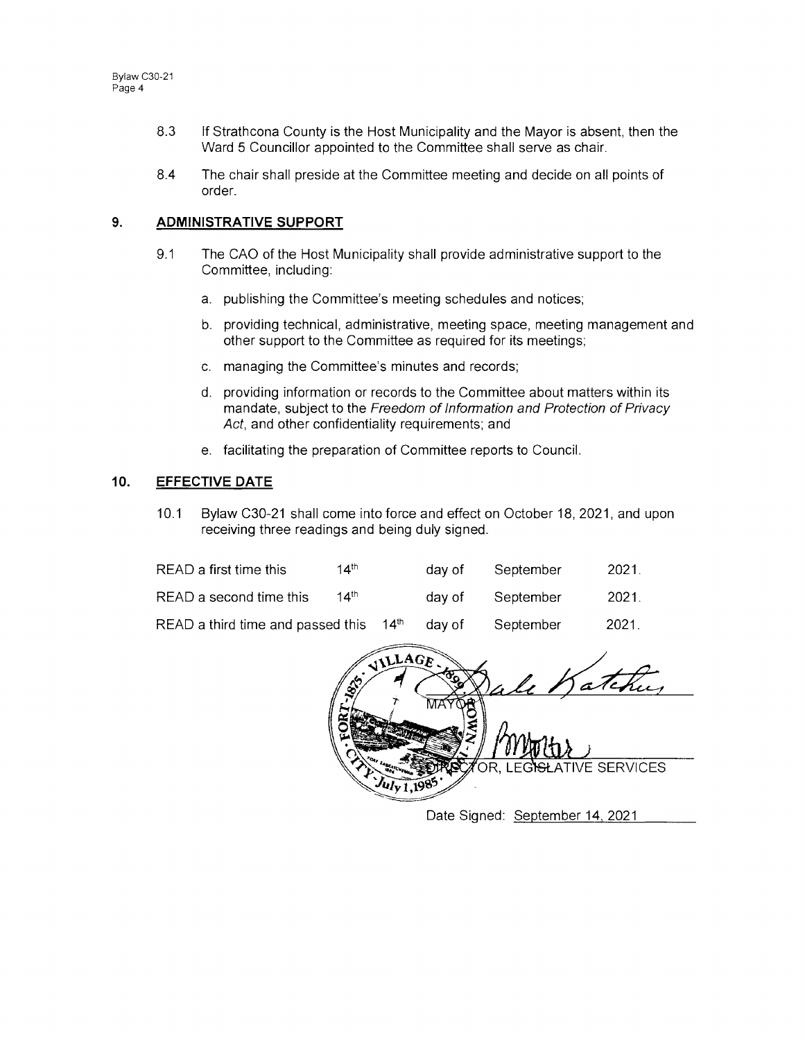8.3 If Strathcona County is the Host Municipality and the Mayor is absent, then the Ward 5 Councillor appointed to the Committee shall serve as chair.

8.4 The chair shall preside at the Committee meeting and decide on all points of order.

## 9. ADMINISTRATIVE SUPPORT

9.1 The CAO of the Host Municipality shall provide administrative support to the Committee, including:

a. publishing the Committee's meeting schedules and notices;

b. providing technical, administrative, meeting space, meeting management and other support to the Committee as required for its meetings;

c. managing the Committee's minutes and records;

d. providing information or records to the Committee about matters within its mandate, subject to the *Freedom of Information and Protection of Privacy Act*, and other confidentiality requirements; and

e. facilitating the preparation of Committee reports to Council.

## 10. EFFECTIVE DATE

10.1 Bylaw C30-21 shall come into force and effect on October 18, 2021, and upon receiving three readings and being duly signed.

| | | | | |
|---|---|---|---|---|
| READ a first time this | 14th | day of | September | 2021. |
| READ a second time this | 14th | day of | September | 2021. |
| READ a third time and passed this | 14th | day of | September | 2021. |

MAYOR

DIRECTOR, LEGISLATIVE SERVICES

Date Signed: September 14, 2021